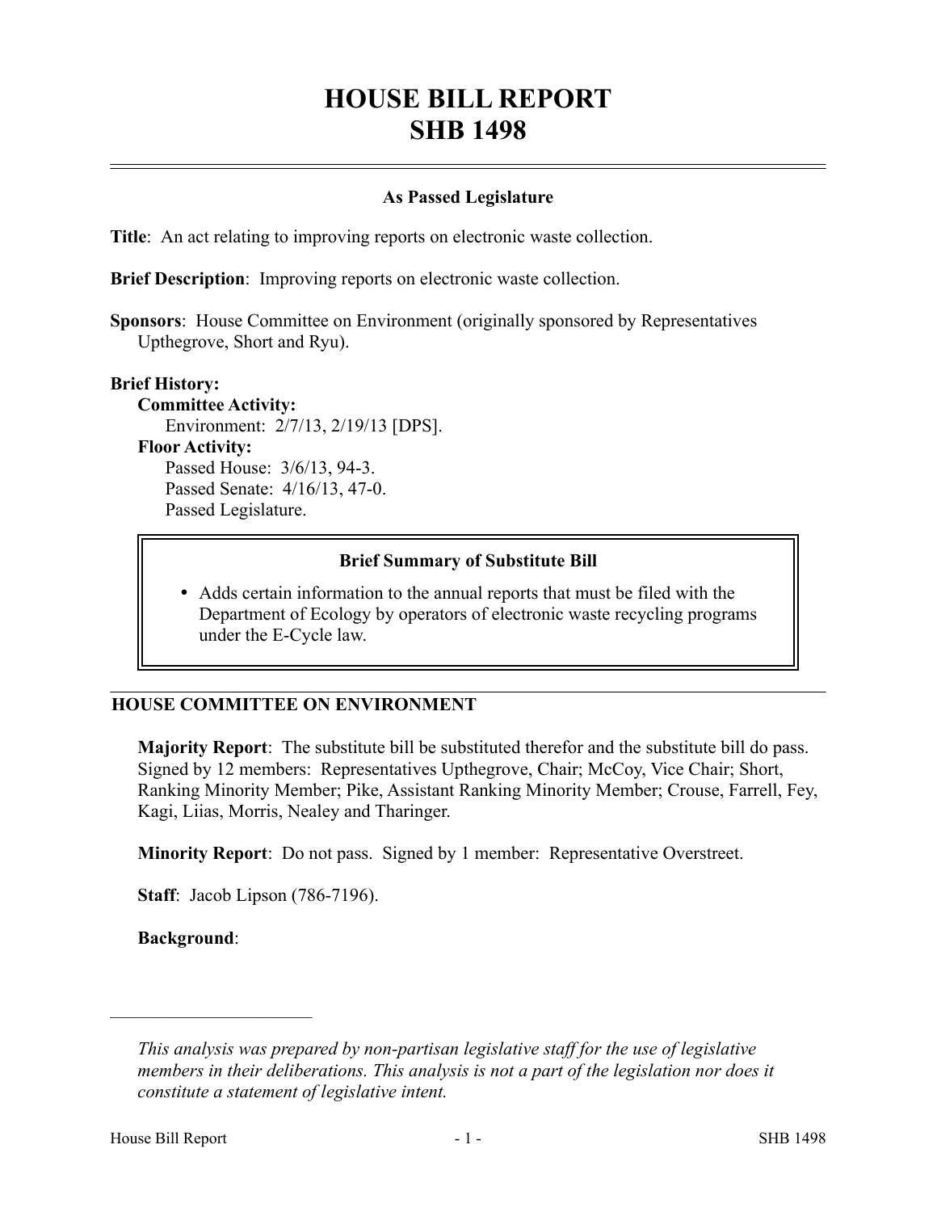# HOUSE BILL REPORT
# SHB 1498

**As Passed Legislature**

**Title**: An act relating to improving reports on electronic waste collection.

**Brief Description**: Improving reports on electronic waste collection.

**Sponsors**: House Committee on Environment (originally sponsored by Representatives Upthegrove, Short and Ryu).

**Brief History:**

**Committee Activity:**

Environment: 2/7/13, 2/19/13 [DPS].

**Floor Activity:**

Passed House: 3/6/13, 94-3.

Passed Senate: 4/16/13, 47-0.

Passed Legislature.

**Brief Summary of Substitute Bill**

- Adds certain information to the annual reports that must be filed with the Department of Ecology by operators of electronic waste recycling programs under the E-Cycle law.

## HOUSE COMMITTEE ON ENVIRONMENT

**Majority Report**: The substitute bill be substituted therefor and the substitute bill do pass. Signed by 12 members: Representatives Upthegrove, Chair; McCoy, Vice Chair; Short, Ranking Minority Member; Pike, Assistant Ranking Minority Member; Crouse, Farrell, Fey, Kagi, Liias, Morris, Nealey and Tharinger.

**Minority Report**: Do not pass. Signed by 1 member: Representative Overstreet.

**Staff**: Jacob Lipson (786-7196).

**Background**:

---

*This analysis was prepared by non-partisan legislative staff for the use of legislative members in their deliberations. This analysis is not a part of the legislation nor does it constitute a statement of legislative intent.*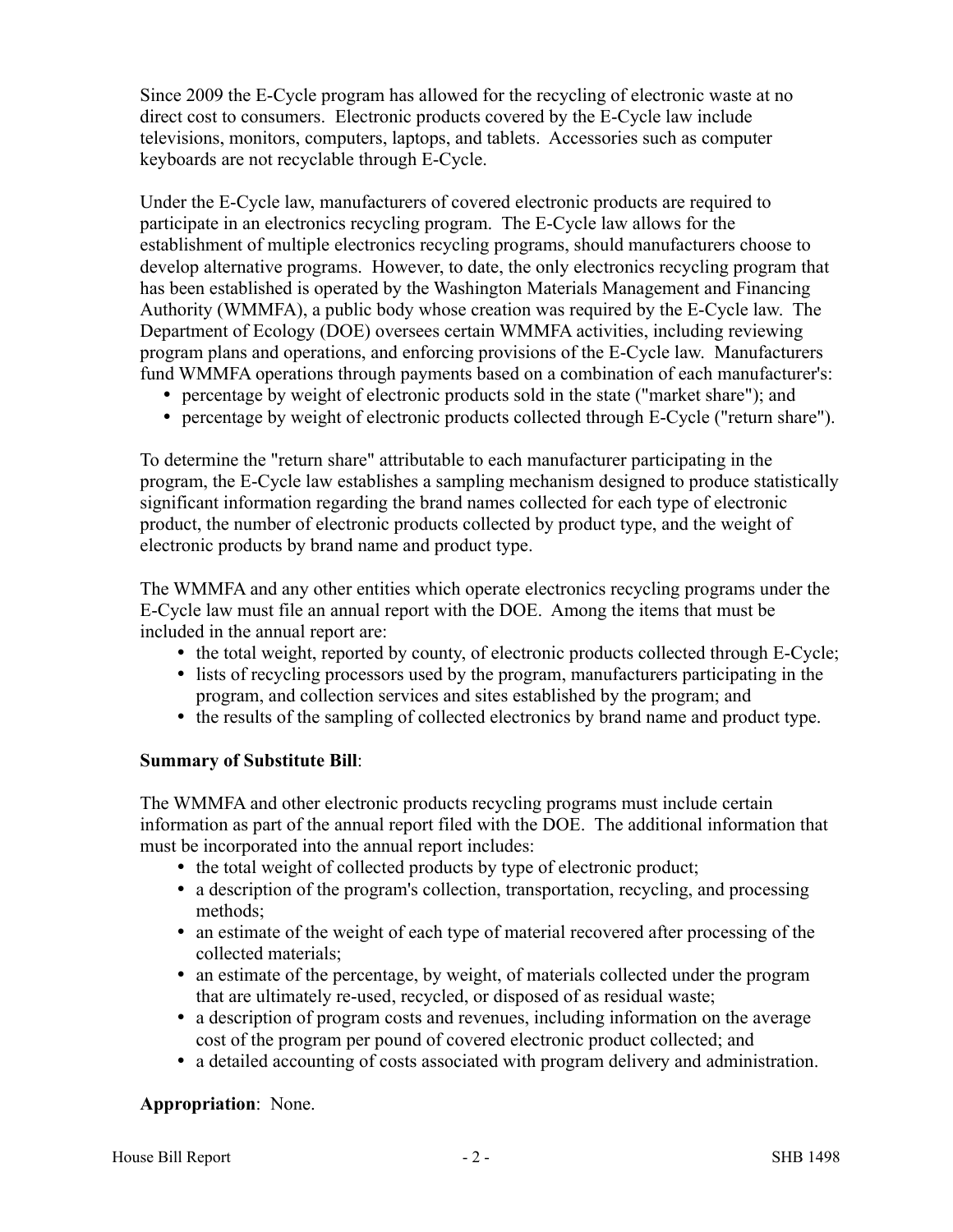Since 2009 the E-Cycle program has allowed for the recycling of electronic waste at no direct cost to consumers. Electronic products covered by the E-Cycle law include televisions, monitors, computers, laptops, and tablets. Accessories such as computer keyboards are not recyclable through E-Cycle.

Under the E-Cycle law, manufacturers of covered electronic products are required to participate in an electronics recycling program. The E-Cycle law allows for the establishment of multiple electronics recycling programs, should manufacturers choose to develop alternative programs. However, to date, the only electronics recycling program that has been established is operated by the Washington Materials Management and Financing Authority (WMMFA), a public body whose creation was required by the E-Cycle law. The Department of Ecology (DOE) oversees certain WMMFA activities, including reviewing program plans and operations, and enforcing provisions of the E-Cycle law. Manufacturers fund WMMFA operations through payments based on a combination of each manufacturer's:

- percentage by weight of electronic products sold in the state ("market share"); and
- percentage by weight of electronic products collected through E-Cycle ("return share").

To determine the "return share" attributable to each manufacturer participating in the program, the E-Cycle law establishes a sampling mechanism designed to produce statistically significant information regarding the brand names collected for each type of electronic product, the number of electronic products collected by product type, and the weight of electronic products by brand name and product type.

The WMMFA and any other entities which operate electronics recycling programs under the E-Cycle law must file an annual report with the DOE. Among the items that must be included in the annual report are:

- the total weight, reported by county, of electronic products collected through E-Cycle;
- lists of recycling processors used by the program, manufacturers participating in the program, and collection services and sites established by the program; and
- the results of the sampling of collected electronics by brand name and product type.

**Summary of Substitute Bill**:

The WMMFA and other electronic products recycling programs must include certain information as part of the annual report filed with the DOE. The additional information that must be incorporated into the annual report includes:

- the total weight of collected products by type of electronic product;
- a description of the program's collection, transportation, recycling, and processing methods;
- an estimate of the weight of each type of material recovered after processing of the collected materials;
- an estimate of the percentage, by weight, of materials collected under the program that are ultimately re-used, recycled, or disposed of as residual waste;
- a description of program costs and revenues, including information on the average cost of the program per pound of covered electronic product collected; and
- a detailed accounting of costs associated with program delivery and administration.

**Appropriation**: None.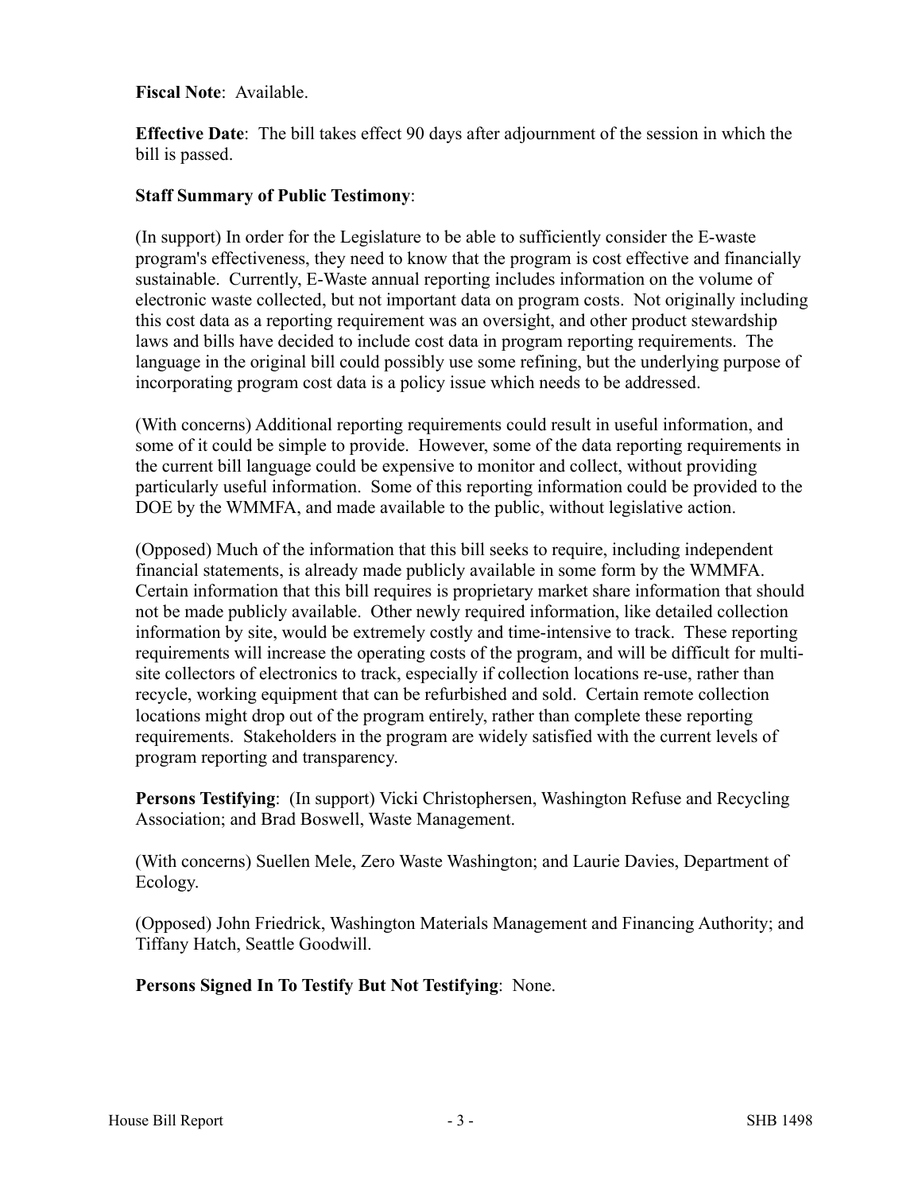**Fiscal Note**: Available.

**Effective Date**: The bill takes effect 90 days after adjournment of the session in which the bill is passed.

**Staff Summary of Public Testimony**:

(In support) In order for the Legislature to be able to sufficiently consider the E-waste program's effectiveness, they need to know that the program is cost effective and financially sustainable. Currently, E-Waste annual reporting includes information on the volume of electronic waste collected, but not important data on program costs. Not originally including this cost data as a reporting requirement was an oversight, and other product stewardship laws and bills have decided to include cost data in program reporting requirements. The language in the original bill could possibly use some refining, but the underlying purpose of incorporating program cost data is a policy issue which needs to be addressed.

(With concerns) Additional reporting requirements could result in useful information, and some of it could be simple to provide. However, some of the data reporting requirements in the current bill language could be expensive to monitor and collect, without providing particularly useful information. Some of this reporting information could be provided to the DOE by the WMMFA, and made available to the public, without legislative action.

(Opposed) Much of the information that this bill seeks to require, including independent financial statements, is already made publicly available in some form by the WMMFA. Certain information that this bill requires is proprietary market share information that should not be made publicly available. Other newly required information, like detailed collection information by site, would be extremely costly and time-intensive to track. These reporting requirements will increase the operating costs of the program, and will be difficult for multi-site collectors of electronics to track, especially if collection locations re-use, rather than recycle, working equipment that can be refurbished and sold. Certain remote collection locations might drop out of the program entirely, rather than complete these reporting requirements. Stakeholders in the program are widely satisfied with the current levels of program reporting and transparency.

**Persons Testifying**: (In support) Vicki Christophersen, Washington Refuse and Recycling Association; and Brad Boswell, Waste Management.

(With concerns) Suellen Mele, Zero Waste Washington; and Laurie Davies, Department of Ecology.

(Opposed) John Friedrick, Washington Materials Management and Financing Authority; and Tiffany Hatch, Seattle Goodwill.

**Persons Signed In To Testify But Not Testifying**: None.